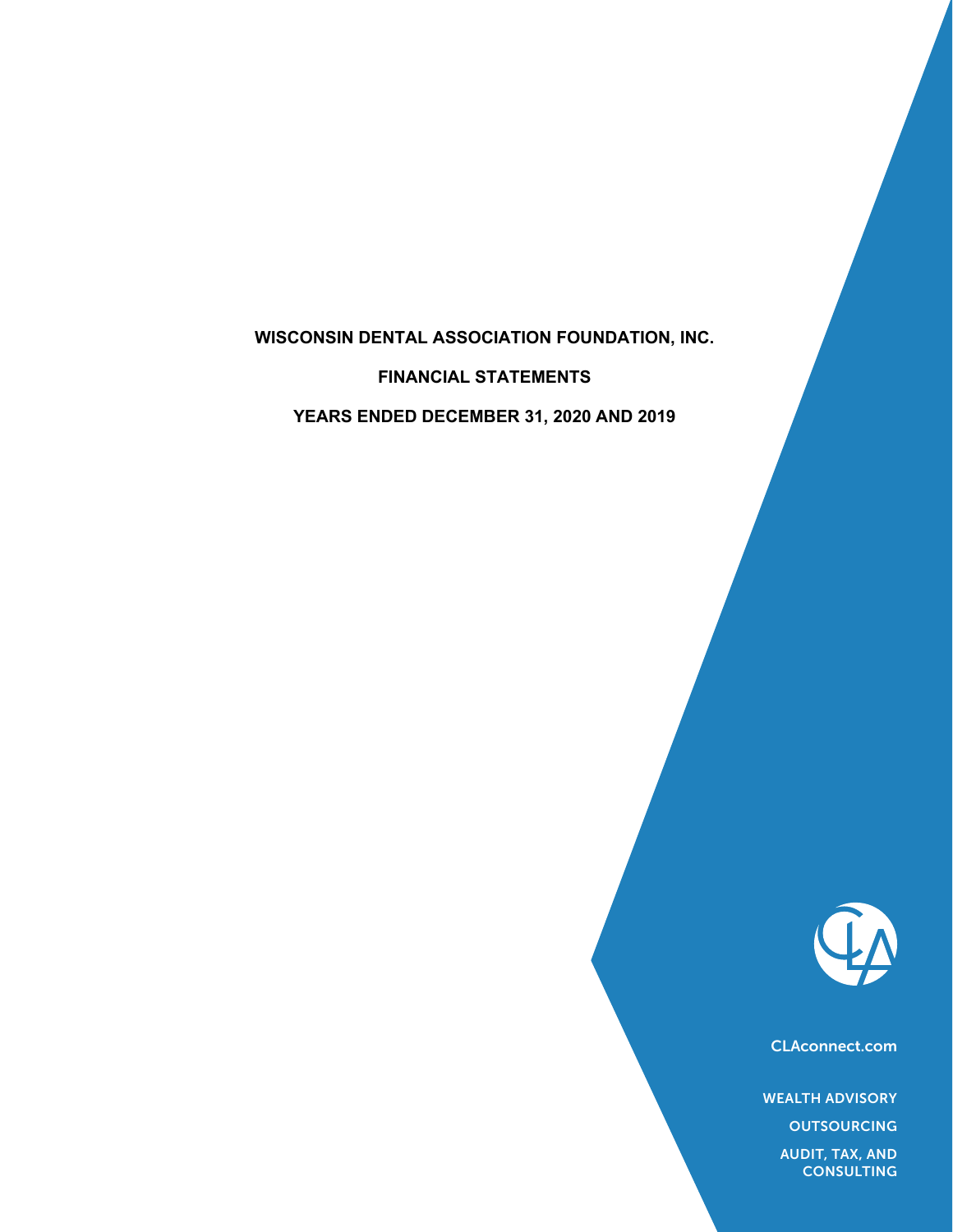# WISCONSIN DENTAL ASSOCIATION FOUNDATION, INC.

## FINANCIAL STATEMENTS

## YEARS ENDED DECEMBER 31, 2020 AND 2019

CLAconnect.com

WEALTH ADVISORY

OUTSOURCING

AUDIT, TAX, AND CONSULTING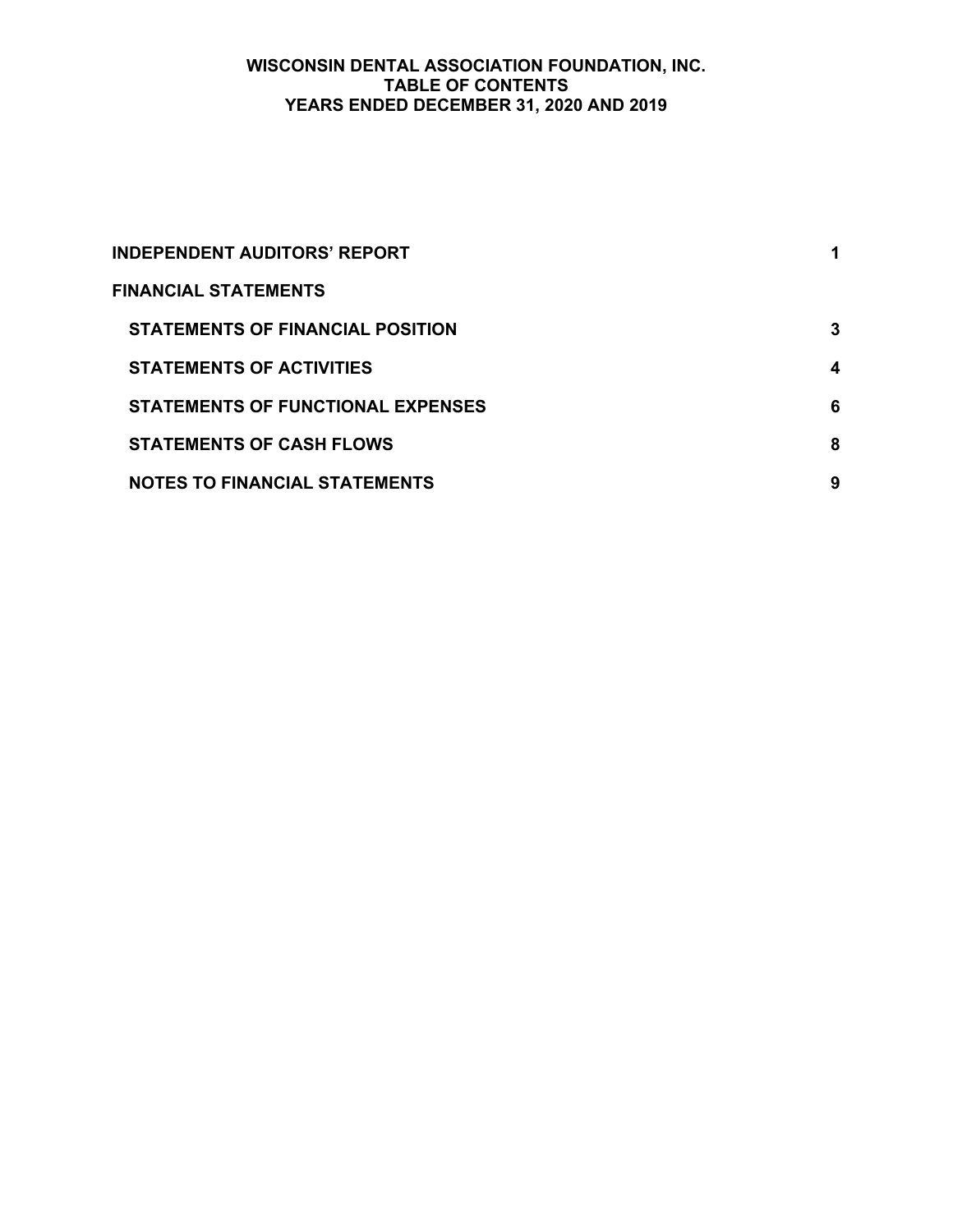# WISCONSIN DENTAL ASSOCIATION FOUNDATION, INC.
## TABLE OF CONTENTS
### YEARS ENDED DECEMBER 31, 2020 AND 2019

| | |
|---|---|
| **INDEPENDENT AUDITORS' REPORT** | **1** |
| **FINANCIAL STATEMENTS** | |
| **STATEMENTS OF FINANCIAL POSITION** | **3** |
| **STATEMENTS OF ACTIVITIES** | **4** |
| **STATEMENTS OF FUNCTIONAL EXPENSES** | **6** |
| **STATEMENTS OF CASH FLOWS** | **8** |
| **NOTES TO FINANCIAL STATEMENTS** | **9** |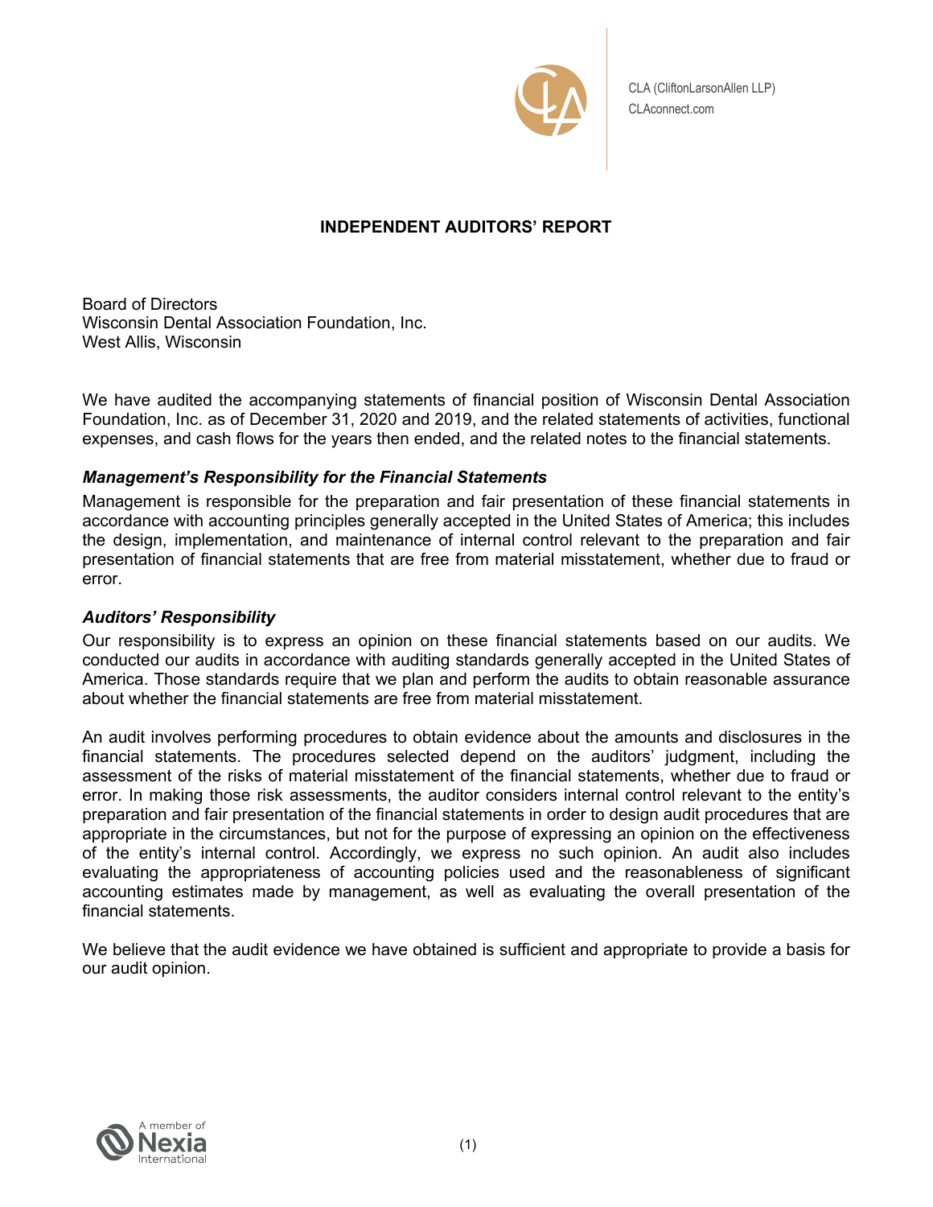CLA (CliftonLarsonAllen LLP)
CLAconnect.com

# INDEPENDENT AUDITORS' REPORT

Board of Directors
Wisconsin Dental Association Foundation, Inc.
West Allis, Wisconsin

We have audited the accompanying statements of financial position of Wisconsin Dental Association Foundation, Inc. as of December 31, 2020 and 2019, and the related statements of activities, functional expenses, and cash flows for the years then ended, and the related notes to the financial statements.

### *Management's Responsibility for the Financial Statements*

Management is responsible for the preparation and fair presentation of these financial statements in accordance with accounting principles generally accepted in the United States of America; this includes the design, implementation, and maintenance of internal control relevant to the preparation and fair presentation of financial statements that are free from material misstatement, whether due to fraud or error.

### *Auditors' Responsibility*

Our responsibility is to express an opinion on these financial statements based on our audits. We conducted our audits in accordance with auditing standards generally accepted in the United States of America. Those standards require that we plan and perform the audits to obtain reasonable assurance about whether the financial statements are free from material misstatement.

An audit involves performing procedures to obtain evidence about the amounts and disclosures in the financial statements. The procedures selected depend on the auditors' judgment, including the assessment of the risks of material misstatement of the financial statements, whether due to fraud or error. In making those risk assessments, the auditor considers internal control relevant to the entity's preparation and fair presentation of the financial statements in order to design audit procedures that are appropriate in the circumstances, but not for the purpose of expressing an opinion on the effectiveness of the entity's internal control. Accordingly, we express no such opinion. An audit also includes evaluating the appropriateness of accounting policies used and the reasonableness of significant accounting estimates made by management, as well as evaluating the overall presentation of the financial statements.

We believe that the audit evidence we have obtained is sufficient and appropriate to provide a basis for our audit opinion.

A member of Nexia International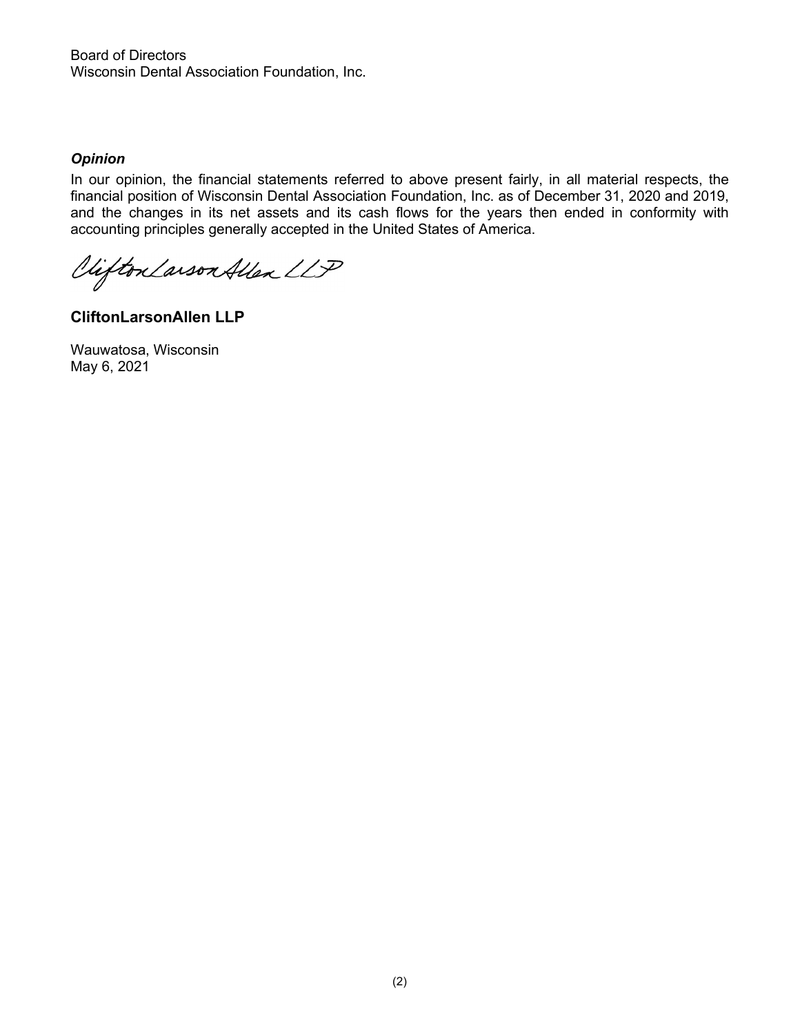Board of Directors
Wisconsin Dental Association Foundation, Inc.

***Opinion***

In our opinion, the financial statements referred to above present fairly, in all material respects, the financial position of Wisconsin Dental Association Foundation, Inc. as of December 31, 2020 and 2019, and the changes in its net assets and its cash flows for the years then ended in conformity with accounting principles generally accepted in the United States of America.

CliftonLarsonAllen LLP

**CliftonLarsonAllen LLP**

Wauwatosa, Wisconsin
May 6, 2021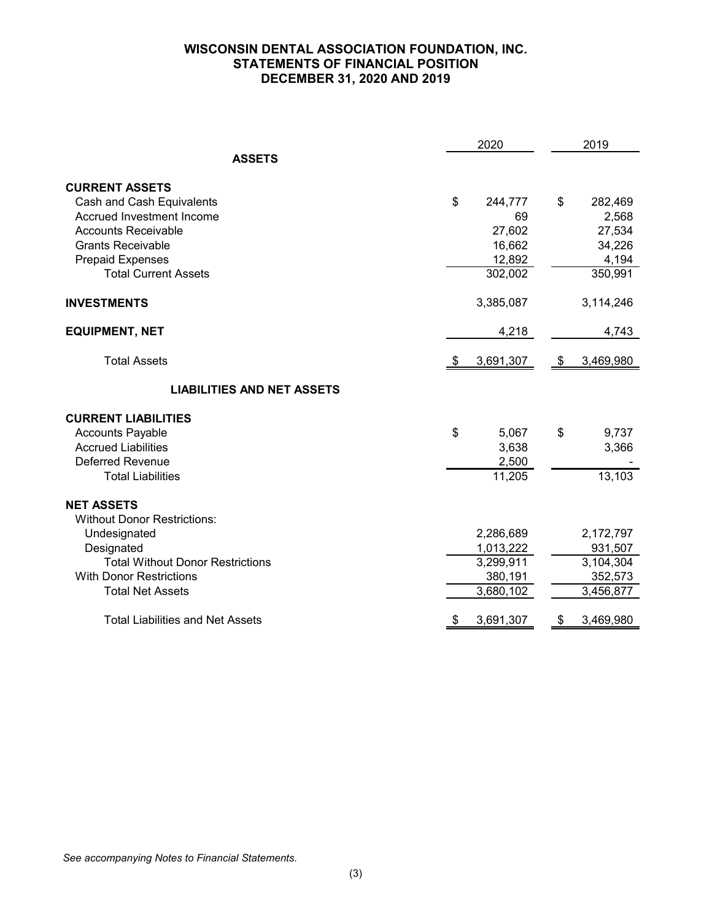# WISCONSIN DENTAL ASSOCIATION FOUNDATION, INC.
## STATEMENTS OF FINANCIAL POSITION
## DECEMBER 31, 2020 AND 2019

| | 2020 | 2019 |
|---|---|---|
| **ASSETS** | | |
| **CURRENT ASSETS** | | |
| Cash and Cash Equivalents | $ 244,777 | $ 282,469 |
| Accrued Investment Income | 69 | 2,568 |
| Accounts Receivable | 27,602 | 27,534 |
| Grants Receivable | 16,662 | 34,226 |
| Prepaid Expenses | 12,892 | 4,194 |
| Total Current Assets | 302,002 | 350,991 |
| **INVESTMENTS** | 3,385,087 | 3,114,246 |
| **EQUIPMENT, NET** | 4,218 | 4,743 |
| Total Assets | $ 3,691,307 | $ 3,469,980 |
| **LIABILITIES AND NET ASSETS** | | |
| **CURRENT LIABILITIES** | | |
| Accounts Payable | $ 5,067 | $ 9,737 |
| Accrued Liabilities | 3,638 | 3,366 |
| Deferred Revenue | 2,500 | - |
| Total Liabilities | 11,205 | 13,103 |
| **NET ASSETS** | | |
| Without Donor Restrictions: | | |
| Undesignated | 2,286,689 | 2,172,797 |
| Designated | 1,013,222 | 931,507 |
| Total Without Donor Restrictions | 3,299,911 | 3,104,304 |
| With Donor Restrictions | 380,191 | 352,573 |
| Total Net Assets | 3,680,102 | 3,456,877 |
| Total Liabilities and Net Assets | $ 3,691,307 | $ 3,469,980 |

*See accompanying Notes to Financial Statements.*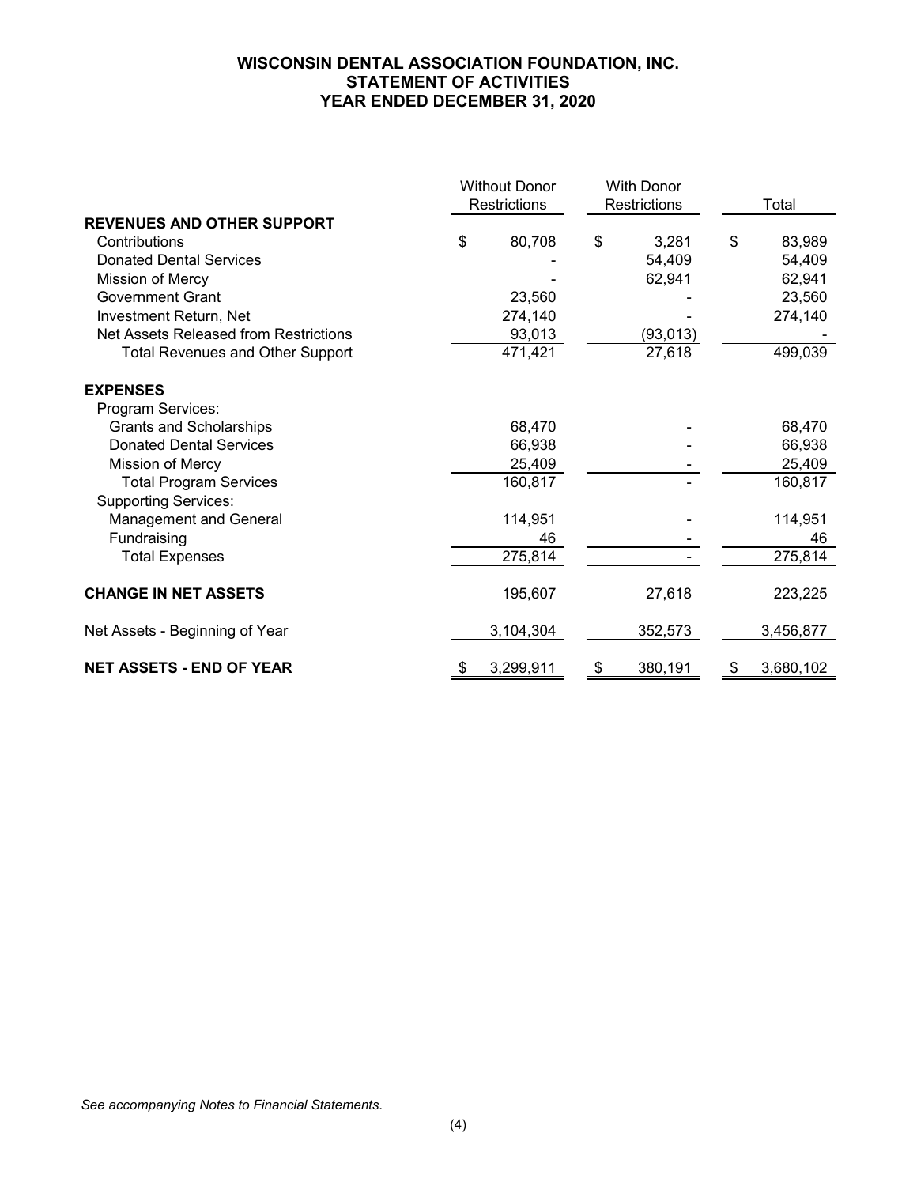# WISCONSIN DENTAL ASSOCIATION FOUNDATION, INC.
## STATEMENT OF ACTIVITIES
## YEAR ENDED DECEMBER 31, 2020

| | Without Donor Restrictions | With Donor Restrictions | Total |
|---|---|---|---|
| **REVENUES AND OTHER SUPPORT** | | | |
| Contributions | $ 80,708 | $ 3,281 | $ 83,989 |
| Donated Dental Services | - | 54,409 | 54,409 |
| Mission of Mercy | - | 62,941 | 62,941 |
| Government Grant | 23,560 | - | 23,560 |
| Investment Return, Net | 274,140 | - | 274,140 |
| Net Assets Released from Restrictions | 93,013 | (93,013) | - |
| Total Revenues and Other Support | 471,421 | 27,618 | 499,039 |
| **EXPENSES** | | | |
| Program Services: | | | |
| Grants and Scholarships | 68,470 | - | 68,470 |
| Donated Dental Services | 66,938 | - | 66,938 |
| Mission of Mercy | 25,409 | - | 25,409 |
| Total Program Services | 160,817 | - | 160,817 |
| Supporting Services: | | | |
| Management and General | 114,951 | - | 114,951 |
| Fundraising | 46 | - | 46 |
| Total Expenses | 275,814 | - | 275,814 |
| **CHANGE IN NET ASSETS** | 195,607 | 27,618 | 223,225 |
| Net Assets - Beginning of Year | 3,104,304 | 352,573 | 3,456,877 |
| **NET ASSETS - END OF YEAR** | $ 3,299,911 | $ 380,191 | $ 3,680,102 |

*See accompanying Notes to Financial Statements.*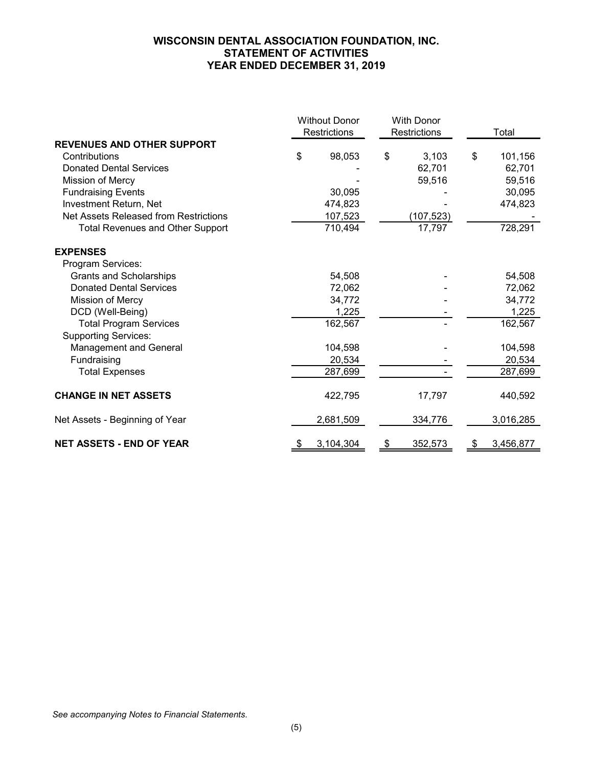# WISCONSIN DENTAL ASSOCIATION FOUNDATION, INC.
## STATEMENT OF ACTIVITIES
## YEAR ENDED DECEMBER 31, 2019

| | Without Donor Restrictions | With Donor Restrictions | Total |
|---|---|---|---|
| **REVENUES AND OTHER SUPPORT** | | | |
| Contributions | $ 98,053 | $ 3,103 | $ 101,156 |
| Donated Dental Services | - | 62,701 | 62,701 |
| Mission of Mercy | - | 59,516 | 59,516 |
| Fundraising Events | 30,095 | - | 30,095 |
| Investment Return, Net | 474,823 | - | 474,823 |
| Net Assets Released from Restrictions | 107,523 | (107,523) | - |
| Total Revenues and Other Support | 710,494 | 17,797 | 728,291 |
| **EXPENSES** | | | |
| Program Services: | | | |
| Grants and Scholarships | 54,508 | - | 54,508 |
| Donated Dental Services | 72,062 | - | 72,062 |
| Mission of Mercy | 34,772 | - | 34,772 |
| DCD (Well-Being) | 1,225 | - | 1,225 |
| Total Program Services | 162,567 | - | 162,567 |
| Supporting Services: | | | |
| Management and General | 104,598 | - | 104,598 |
| Fundraising | 20,534 | - | 20,534 |
| Total Expenses | 287,699 | - | 287,699 |
| **CHANGE IN NET ASSETS** | 422,795 | 17,797 | 440,592 |
| Net Assets - Beginning of Year | 2,681,509 | 334,776 | 3,016,285 |
| **NET ASSETS - END OF YEAR** | $ 3,104,304 | $ 352,573 | $ 3,456,877 |

*See accompanying Notes to Financial Statements.*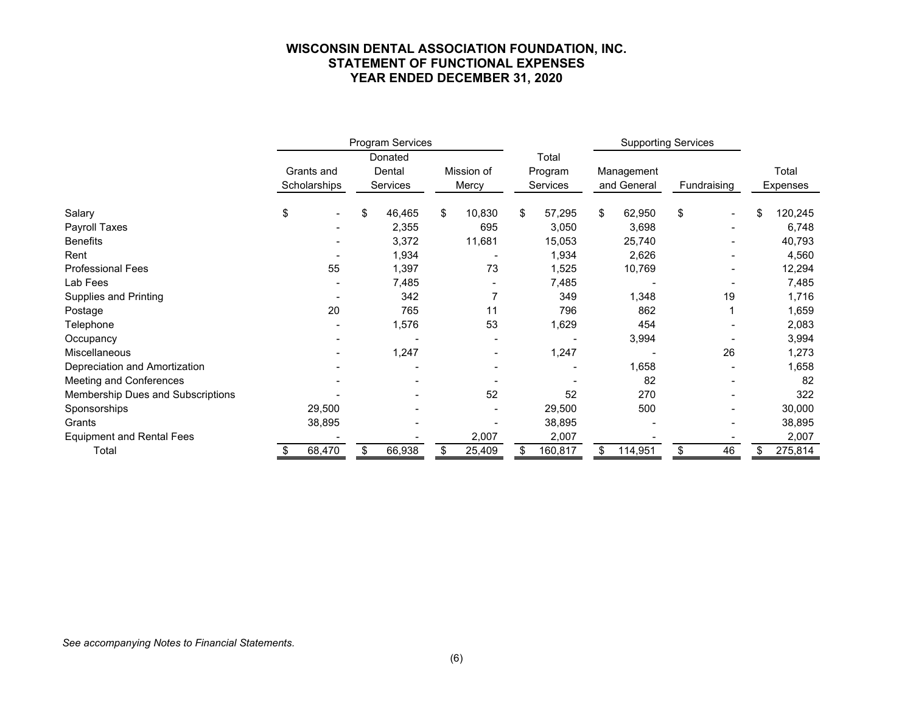# WISCONSIN DENTAL ASSOCIATION FOUNDATION, INC.
## STATEMENT OF FUNCTIONAL EXPENSES
## YEAR ENDED DECEMBER 31, 2020

| | Program Services | | | | Supporting Services | | |
|---|---|---|---|---|---|---|---|
| | Grants and Scholarships | Donated Dental Services | Mission of Mercy | Total Program Services | Management and General | Fundraising | Total Expenses |
| Salary | $ - | $ 46,465 | $ 10,830 | $ 57,295 | $ 62,950 | $ - | $ 120,245 |
| Payroll Taxes | - | 2,355 | 695 | 3,050 | 3,698 | - | 6,748 |
| Benefits | - | 3,372 | 11,681 | 15,053 | 25,740 | - | 40,793 |
| Rent | - | 1,934 | - | 1,934 | 2,626 | - | 4,560 |
| Professional Fees | 55 | 1,397 | 73 | 1,525 | 10,769 | - | 12,294 |
| Lab Fees | - | 7,485 | - | 7,485 | - | - | 7,485 |
| Supplies and Printing | - | 342 | 7 | 349 | 1,348 | 19 | 1,716 |
| Postage | 20 | 765 | 11 | 796 | 862 | 1 | 1,659 |
| Telephone | - | 1,576 | 53 | 1,629 | 454 | - | 2,083 |
| Occupancy | - | - | - | - | 3,994 | - | 3,994 |
| Miscellaneous | - | 1,247 | - | 1,247 | - | 26 | 1,273 |
| Depreciation and Amortization | - | - | - | - | 1,658 | - | 1,658 |
| Meeting and Conferences | - | - | - | - | 82 | - | 82 |
| Membership Dues and Subscriptions | - | - | 52 | 52 | 270 | - | 322 |
| Sponsorships | 29,500 | - | - | 29,500 | 500 | - | 30,000 |
| Grants | 38,895 | - | - | 38,895 | - | - | 38,895 |
| Equipment and Rental Fees | - | - | 2,007 | 2,007 | - | - | 2,007 |
| Total | $ 68,470 | $ 66,938 | $ 25,409 | $ 160,817 | $ 114,951 | $ 46 | $ 275,814 |

*See accompanying Notes to Financial Statements.*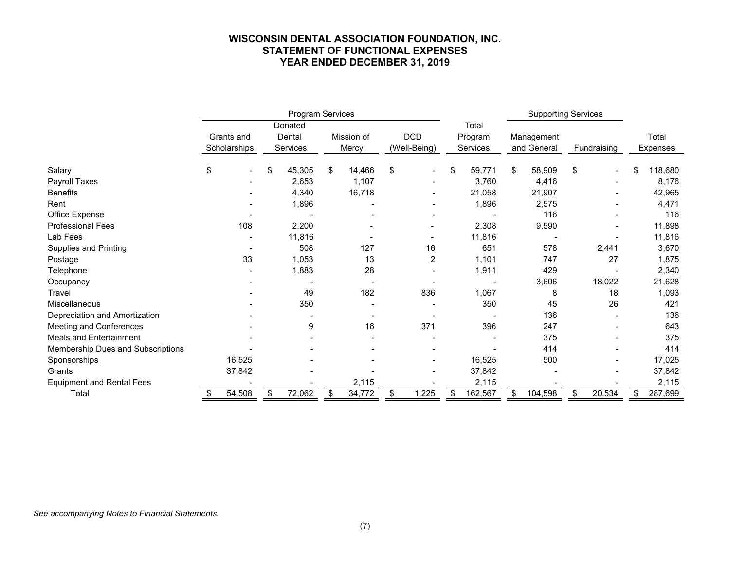# WISCONSIN DENTAL ASSOCIATION FOUNDATION, INC.
## STATEMENT OF FUNCTIONAL EXPENSES
## YEAR ENDED DECEMBER 31, 2019

| | Program Services | | | | | Supporting Services | | |
|---|---|---|---|---|---|---|---|---|
| | Grants and Scholarships | Donated Dental Services | Mission of Mercy | DCD (Well-Being) | Total Program Services | Management and General | Fundraising | Total Expenses |
| Salary | $ - | $ 45,305 | $ 14,466 | $ - | $ 59,771 | $ 58,909 | $ - | $ 118,680 |
| Payroll Taxes | - | 2,653 | 1,107 | - | 3,760 | 4,416 | - | 8,176 |
| Benefits | - | 4,340 | 16,718 | - | 21,058 | 21,907 | - | 42,965 |
| Rent | - | 1,896 | - | - | 1,896 | 2,575 | - | 4,471 |
| Office Expense | - | - | - | - | - | 116 | - | 116 |
| Professional Fees | 108 | 2,200 | - | - | 2,308 | 9,590 | - | 11,898 |
| Lab Fees | - | 11,816 | - | - | 11,816 | - | - | 11,816 |
| Supplies and Printing | - | 508 | 127 | 16 | 651 | 578 | 2,441 | 3,670 |
| Postage | 33 | 1,053 | 13 | 2 | 1,101 | 747 | 27 | 1,875 |
| Telephone | - | 1,883 | 28 | - | 1,911 | 429 | - | 2,340 |
| Occupancy | - | - | - | - | - | 3,606 | 18,022 | 21,628 |
| Travel | - | 49 | 182 | 836 | 1,067 | 8 | 18 | 1,093 |
| Miscellaneous | - | 350 | - | - | 350 | 45 | 26 | 421 |
| Depreciation and Amortization | - | - | - | - | - | 136 | - | 136 |
| Meeting and Conferences | - | 9 | 16 | 371 | 396 | 247 | - | 643 |
| Meals and Entertainment | - | - | - | - | - | 375 | - | 375 |
| Membership Dues and Subscriptions | - | - | - | - | - | 414 | - | 414 |
| Sponsorships | 16,525 | - | - | - | 16,525 | 500 | - | 17,025 |
| Grants | 37,842 | - | - | - | 37,842 | - | - | 37,842 |
| Equipment and Rental Fees | - | - | 2,115 | - | 2,115 | - | - | 2,115 |
| Total | $ 54,508 | $ 72,062 | $ 34,772 | $ 1,225 | $ 162,567 | $ 104,598 | $ 20,534 | $ 287,699 |

*See accompanying Notes to Financial Statements.*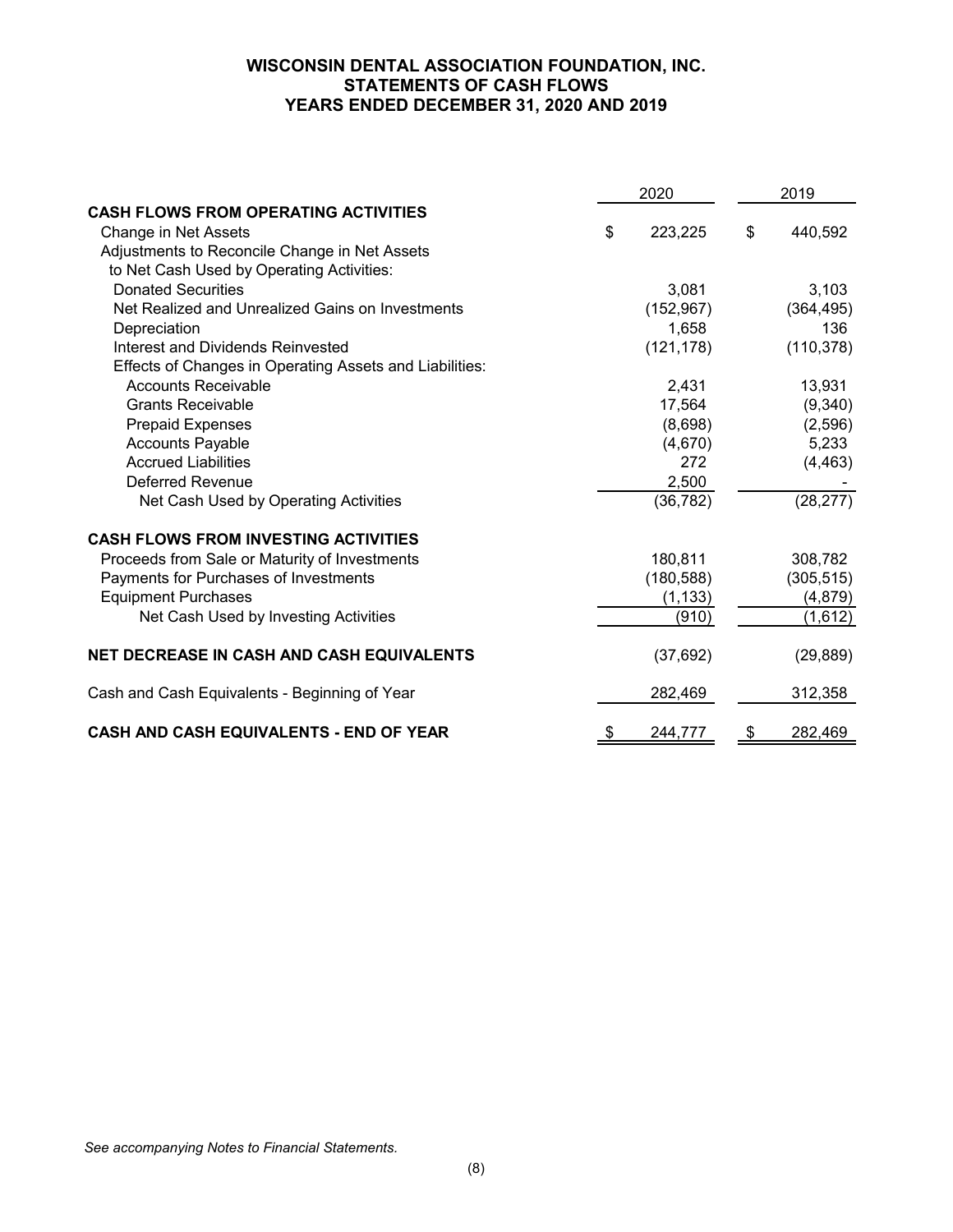# WISCONSIN DENTAL ASSOCIATION FOUNDATION, INC.
## STATEMENTS OF CASH FLOWS
## YEARS ENDED DECEMBER 31, 2020 AND 2019

| | 2020 | 2019 |
|---|---|---|
| **CASH FLOWS FROM OPERATING ACTIVITIES** | | |
| Change in Net Assets | $ 223,225 | $ 440,592 |
| Adjustments to Reconcile Change in Net Assets to Net Cash Used by Operating Activities: | | |
| Donated Securities | 3,081 | 3,103 |
| Net Realized and Unrealized Gains on Investments | (152,967) | (364,495) |
| Depreciation | 1,658 | 136 |
| Interest and Dividends Reinvested | (121,178) | (110,378) |
| Effects of Changes in Operating Assets and Liabilities: | | |
| Accounts Receivable | 2,431 | 13,931 |
| Grants Receivable | 17,564 | (9,340) |
| Prepaid Expenses | (8,698) | (2,596) |
| Accounts Payable | (4,670) | 5,233 |
| Accrued Liabilities | 272 | (4,463) |
| Deferred Revenue | 2,500 | - |
| Net Cash Used by Operating Activities | (36,782) | (28,277) |
| **CASH FLOWS FROM INVESTING ACTIVITIES** | | |
| Proceeds from Sale or Maturity of Investments | 180,811 | 308,782 |
| Payments for Purchases of Investments | (180,588) | (305,515) |
| Equipment Purchases | (1,133) | (4,879) |
| Net Cash Used by Investing Activities | (910) | (1,612) |
| **NET DECREASE IN CASH AND CASH EQUIVALENTS** | (37,692) | (29,889) |
| Cash and Cash Equivalents - Beginning of Year | 282,469 | 312,358 |
| **CASH AND CASH EQUIVALENTS - END OF YEAR** | $ 244,777 | $ 282,469 |

*See accompanying Notes to Financial Statements.*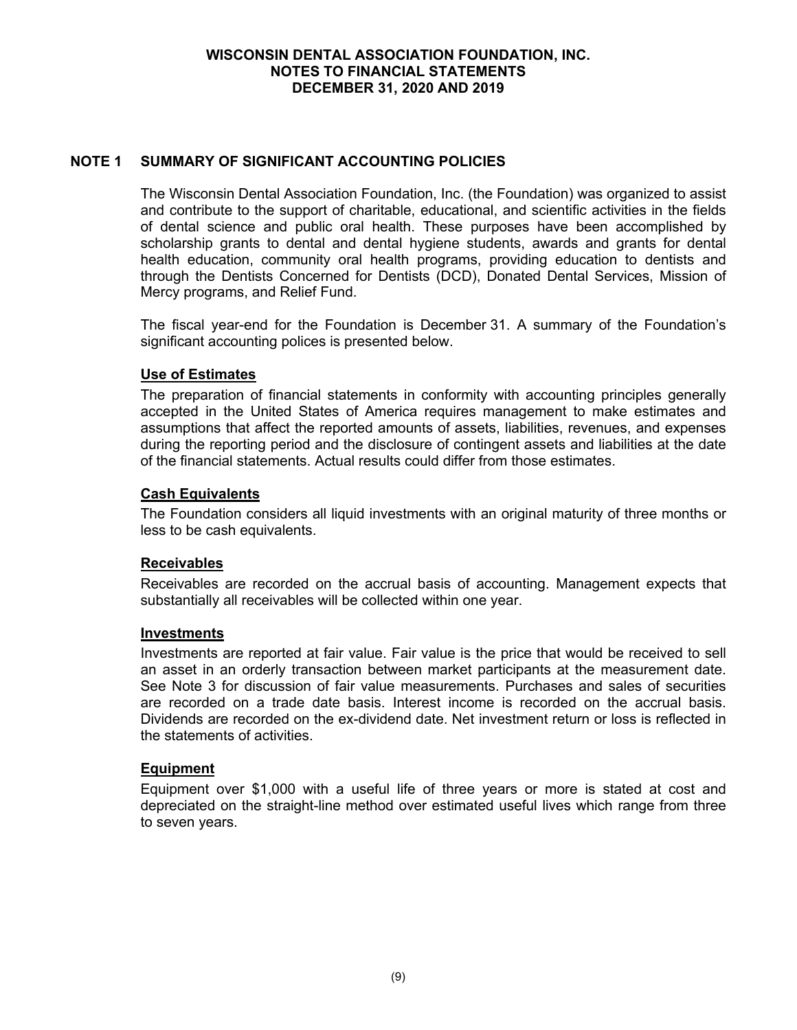**WISCONSIN DENTAL ASSOCIATION FOUNDATION, INC.**
**NOTES TO FINANCIAL STATEMENTS**
**DECEMBER 31, 2020 AND 2019**

## NOTE 1 SUMMARY OF SIGNIFICANT ACCOUNTING POLICIES

The Wisconsin Dental Association Foundation, Inc. (the Foundation) was organized to assist and contribute to the support of charitable, educational, and scientific activities in the fields of dental science and public oral health. These purposes have been accomplished by scholarship grants to dental and dental hygiene students, awards and grants for dental health education, community oral health programs, providing education to dentists and through the Dentists Concerned for Dentists (DCD), Donated Dental Services, Mission of Mercy programs, and Relief Fund.

The fiscal year-end for the Foundation is December 31. A summary of the Foundation's significant accounting polices is presented below.

### Use of Estimates

The preparation of financial statements in conformity with accounting principles generally accepted in the United States of America requires management to make estimates and assumptions that affect the reported amounts of assets, liabilities, revenues, and expenses during the reporting period and the disclosure of contingent assets and liabilities at the date of the financial statements. Actual results could differ from those estimates.

### Cash Equivalents

The Foundation considers all liquid investments with an original maturity of three months or less to be cash equivalents.

### Receivables

Receivables are recorded on the accrual basis of accounting. Management expects that substantially all receivables will be collected within one year.

### Investments

Investments are reported at fair value. Fair value is the price that would be received to sell an asset in an orderly transaction between market participants at the measurement date. See Note 3 for discussion of fair value measurements. Purchases and sales of securities are recorded on a trade date basis. Interest income is recorded on the accrual basis. Dividends are recorded on the ex-dividend date. Net investment return or loss is reflected in the statements of activities.

### Equipment

Equipment over $1,000 with a useful life of three years or more is stated at cost and depreciated on the straight-line method over estimated useful lives which range from three to seven years.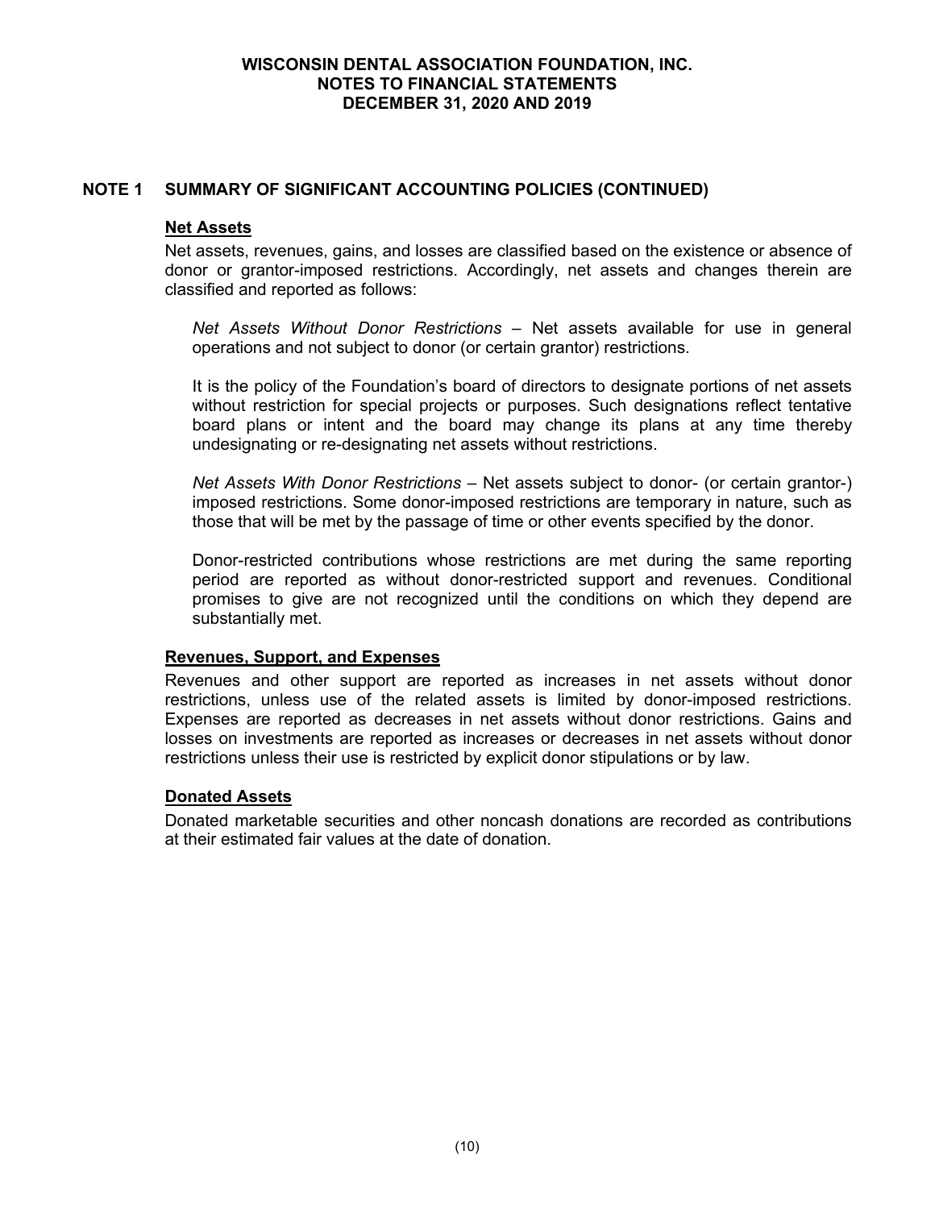## NOTE 1 SUMMARY OF SIGNIFICANT ACCOUNTING POLICIES (CONTINUED)

### Net Assets

Net assets, revenues, gains, and losses are classified based on the existence or absence of donor or grantor-imposed restrictions. Accordingly, net assets and changes therein are classified and reported as follows:

*Net Assets Without Donor Restrictions* – Net assets available for use in general operations and not subject to donor (or certain grantor) restrictions.

It is the policy of the Foundation's board of directors to designate portions of net assets without restriction for special projects or purposes. Such designations reflect tentative board plans or intent and the board may change its plans at any time thereby undesignating or re-designating net assets without restrictions.

*Net Assets With Donor Restrictions* – Net assets subject to donor- (or certain grantor-) imposed restrictions. Some donor-imposed restrictions are temporary in nature, such as those that will be met by the passage of time or other events specified by the donor.

Donor-restricted contributions whose restrictions are met during the same reporting period are reported as without donor-restricted support and revenues. Conditional promises to give are not recognized until the conditions on which they depend are substantially met.

### Revenues, Support, and Expenses

Revenues and other support are reported as increases in net assets without donor restrictions, unless use of the related assets is limited by donor-imposed restrictions. Expenses are reported as decreases in net assets without donor restrictions. Gains and losses on investments are reported as increases or decreases in net assets without donor restrictions unless their use is restricted by explicit donor stipulations or by law.

### Donated Assets

Donated marketable securities and other noncash donations are recorded as contributions at their estimated fair values at the date of donation.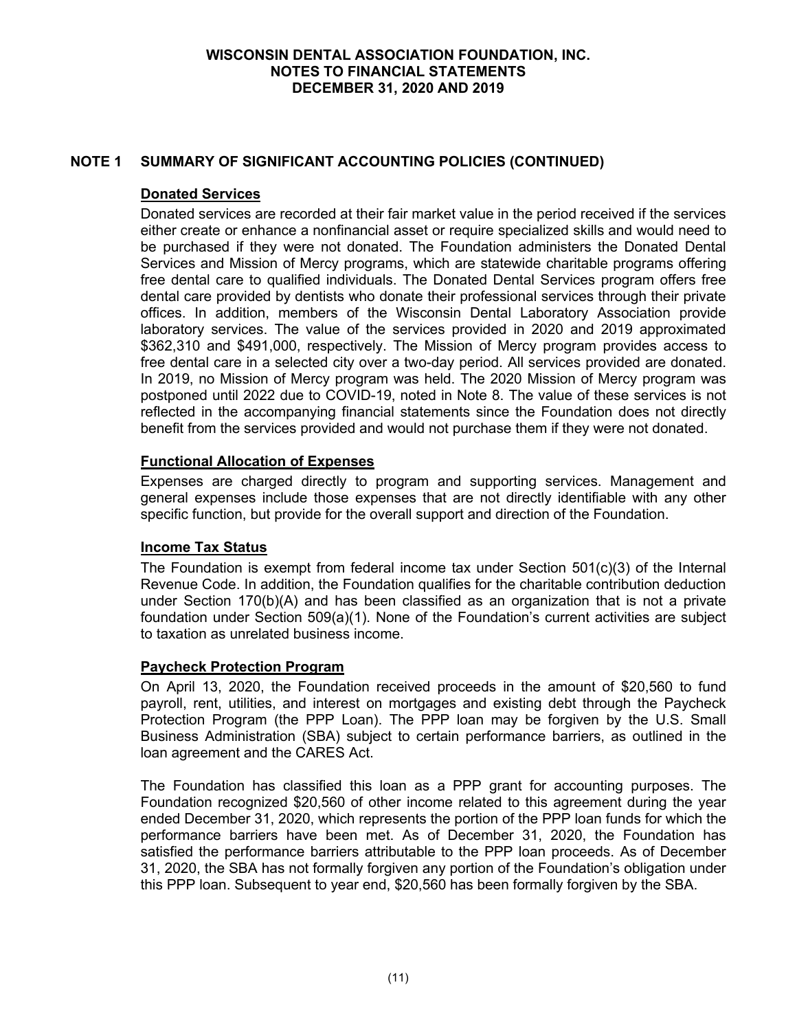# WISCONSIN DENTAL ASSOCIATION FOUNDATION, INC.
# NOTES TO FINANCIAL STATEMENTS
# DECEMBER 31, 2020 AND 2019

## NOTE 1 SUMMARY OF SIGNIFICANT ACCOUNTING POLICIES (CONTINUED)

### Donated Services

Donated services are recorded at their fair market value in the period received if the services either create or enhance a nonfinancial asset or require specialized skills and would need to be purchased if they were not donated. The Foundation administers the Donated Dental Services and Mission of Mercy programs, which are statewide charitable programs offering free dental care to qualified individuals. The Donated Dental Services program offers free dental care provided by dentists who donate their professional services through their private offices. In addition, members of the Wisconsin Dental Laboratory Association provide laboratory services. The value of the services provided in 2020 and 2019 approximated \$362,310 and \$491,000, respectively. The Mission of Mercy program provides access to free dental care in a selected city over a two-day period. All services provided are donated. In 2019, no Mission of Mercy program was held. The 2020 Mission of Mercy program was postponed until 2022 due to COVID-19, noted in Note 8. The value of these services is not reflected in the accompanying financial statements since the Foundation does not directly benefit from the services provided and would not purchase them if they were not donated.

### Functional Allocation of Expenses

Expenses are charged directly to program and supporting services. Management and general expenses include those expenses that are not directly identifiable with any other specific function, but provide for the overall support and direction of the Foundation.

### Income Tax Status

The Foundation is exempt from federal income tax under Section 501(c)(3) of the Internal Revenue Code. In addition, the Foundation qualifies for the charitable contribution deduction under Section 170(b)(A) and has been classified as an organization that is not a private foundation under Section 509(a)(1). None of the Foundation's current activities are subject to taxation as unrelated business income.

### Paycheck Protection Program

On April 13, 2020, the Foundation received proceeds in the amount of \$20,560 to fund payroll, rent, utilities, and interest on mortgages and existing debt through the Paycheck Protection Program (the PPP Loan). The PPP loan may be forgiven by the U.S. Small Business Administration (SBA) subject to certain performance barriers, as outlined in the loan agreement and the CARES Act.

The Foundation has classified this loan as a PPP grant for accounting purposes. The Foundation recognized \$20,560 of other income related to this agreement during the year ended December 31, 2020, which represents the portion of the PPP loan funds for which the performance barriers have been met. As of December 31, 2020, the Foundation has satisfied the performance barriers attributable to the PPP loan proceeds. As of December 31, 2020, the SBA has not formally forgiven any portion of the Foundation's obligation under this PPP loan. Subsequent to year end, \$20,560 has been formally forgiven by the SBA.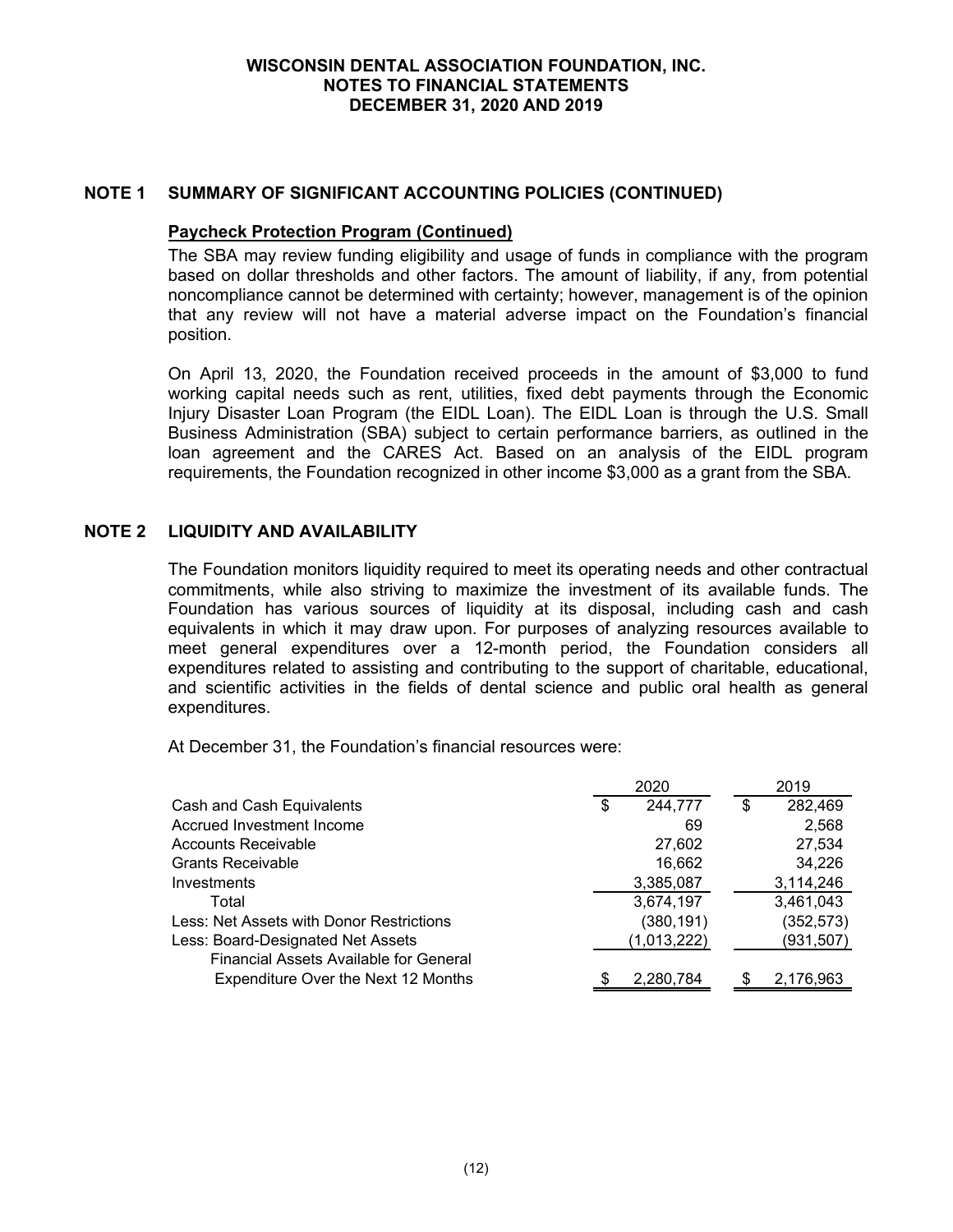## NOTE 1 SUMMARY OF SIGNIFICANT ACCOUNTING POLICIES (CONTINUED)

**Paycheck Protection Program (Continued)**

The SBA may review funding eligibility and usage of funds in compliance with the program based on dollar thresholds and other factors. The amount of liability, if any, from potential noncompliance cannot be determined with certainty; however, management is of the opinion that any review will not have a material adverse impact on the Foundation's financial position.

On April 13, 2020, the Foundation received proceeds in the amount of $3,000 to fund working capital needs such as rent, utilities, fixed debt payments through the Economic Injury Disaster Loan Program (the EIDL Loan). The EIDL Loan is through the U.S. Small Business Administration (SBA) subject to certain performance barriers, as outlined in the loan agreement and the CARES Act. Based on an analysis of the EIDL program requirements, the Foundation recognized in other income $3,000 as a grant from the SBA.

## NOTE 2 LIQUIDITY AND AVAILABILITY

The Foundation monitors liquidity required to meet its operating needs and other contractual commitments, while also striving to maximize the investment of its available funds. The Foundation has various sources of liquidity at its disposal, including cash and cash equivalents in which it may draw upon. For purposes of analyzing resources available to meet general expenditures over a 12-month period, the Foundation considers all expenditures related to assisting and contributing to the support of charitable, educational, and scientific activities in the fields of dental science and public oral health as general expenditures.

At December 31, the Foundation's financial resources were:

| | 2020 | 2019 |
|---|---|---|
| Cash and Cash Equivalents | $ 244,777 | $ 282,469 |
| Accrued Investment Income | 69 | 2,568 |
| Accounts Receivable | 27,602 | 27,534 |
| Grants Receivable | 16,662 | 34,226 |
| Investments | 3,385,087 | 3,114,246 |
| Total | 3,674,197 | 3,461,043 |
| Less: Net Assets with Donor Restrictions | (380,191) | (352,573) |
| Less: Board-Designated Net Assets | (1,013,222) | (931,507) |
| Financial Assets Available for General Expenditure Over the Next 12 Months | $ 2,280,784 | $ 2,176,963 |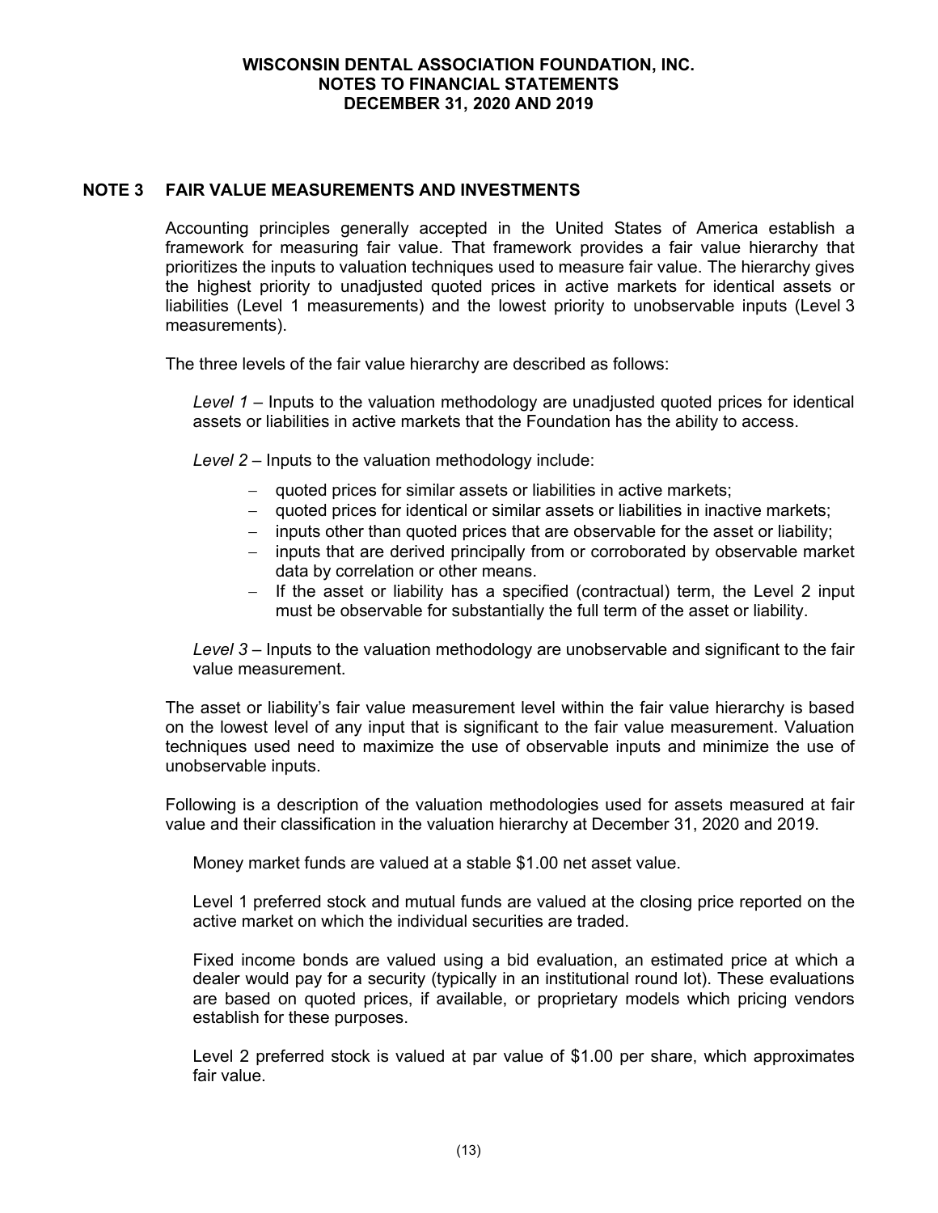## NOTE 3 FAIR VALUE MEASUREMENTS AND INVESTMENTS

Accounting principles generally accepted in the United States of America establish a framework for measuring fair value. That framework provides a fair value hierarchy that prioritizes the inputs to valuation techniques used to measure fair value. The hierarchy gives the highest priority to unadjusted quoted prices in active markets for identical assets or liabilities (Level 1 measurements) and the lowest priority to unobservable inputs (Level 3 measurements).

The three levels of the fair value hierarchy are described as follows:

*Level 1* – Inputs to the valuation methodology are unadjusted quoted prices for identical assets or liabilities in active markets that the Foundation has the ability to access.

*Level 2* – Inputs to the valuation methodology include:

- quoted prices for similar assets or liabilities in active markets;
- quoted prices for identical or similar assets or liabilities in inactive markets;
- inputs other than quoted prices that are observable for the asset or liability;
- inputs that are derived principally from or corroborated by observable market data by correlation or other means.
- If the asset or liability has a specified (contractual) term, the Level 2 input must be observable for substantially the full term of the asset or liability.

*Level 3* – Inputs to the valuation methodology are unobservable and significant to the fair value measurement.

The asset or liability's fair value measurement level within the fair value hierarchy is based on the lowest level of any input that is significant to the fair value measurement. Valuation techniques used need to maximize the use of observable inputs and minimize the use of unobservable inputs.

Following is a description of the valuation methodologies used for assets measured at fair value and their classification in the valuation hierarchy at December 31, 2020 and 2019.

Money market funds are valued at a stable $1.00 net asset value.

Level 1 preferred stock and mutual funds are valued at the closing price reported on the active market on which the individual securities are traded.

Fixed income bonds are valued using a bid evaluation, an estimated price at which a dealer would pay for a security (typically in an institutional round lot). These evaluations are based on quoted prices, if available, or proprietary models which pricing vendors establish for these purposes.

Level 2 preferred stock is valued at par value of $1.00 per share, which approximates fair value.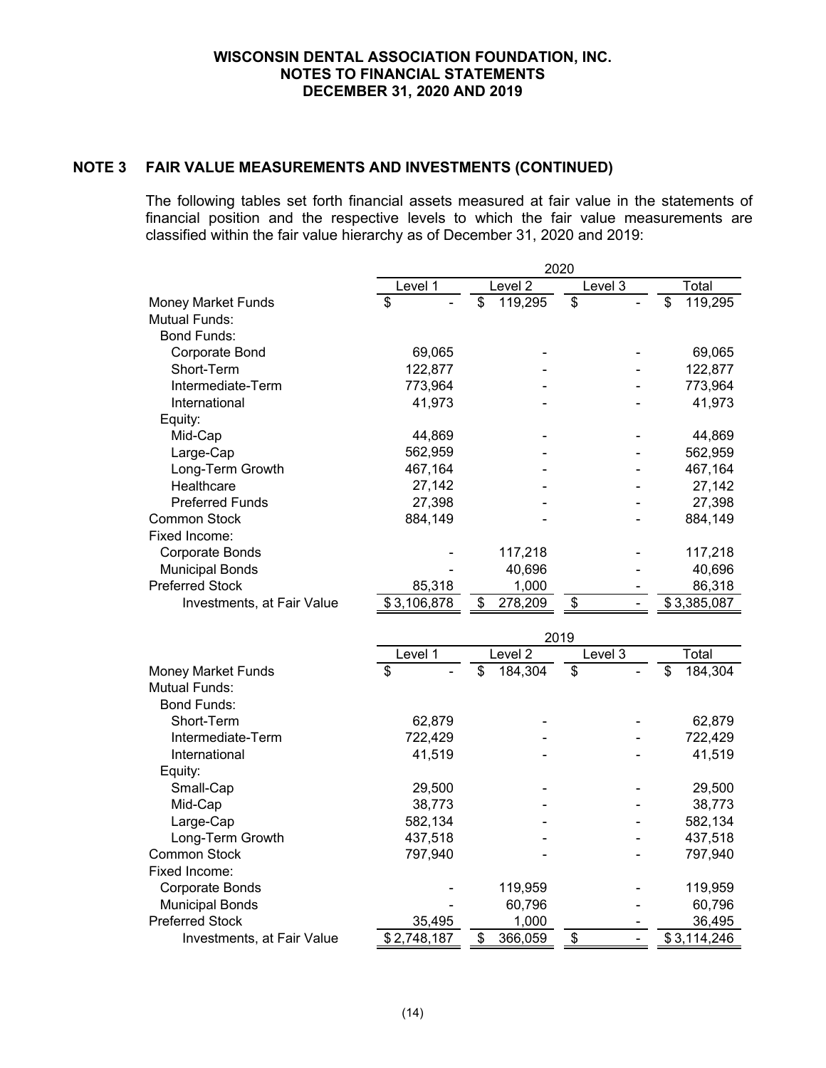## NOTE 3 FAIR VALUE MEASUREMENTS AND INVESTMENTS (CONTINUED)

The following tables set forth financial assets measured at fair value in the statements of financial position and the respective levels to which the fair value measurements are classified within the fair value hierarchy as of December 31, 2020 and 2019:

| | 2020 | | | |
|---|---|---|---|---|
| | Level 1 | Level 2 | Level 3 | Total |
| Money Market Funds | $ - | $ 119,295 | $ - | $ 119,295 |
| Mutual Funds: | | | | |
| Bond Funds: | | | | |
| Corporate Bond | 69,065 | - | - | 69,065 |
| Short-Term | 122,877 | - | - | 122,877 |
| Intermediate-Term | 773,964 | - | - | 773,964 |
| International | 41,973 | - | - | 41,973 |
| Equity: | | | | |
| Mid-Cap | 44,869 | - | - | 44,869 |
| Large-Cap | 562,959 | - | - | 562,959 |
| Long-Term Growth | 467,164 | - | - | 467,164 |
| Healthcare | 27,142 | - | - | 27,142 |
| Preferred Funds | 27,398 | - | - | 27,398 |
| Common Stock | 884,149 | - | - | 884,149 |
| Fixed Income: | | | | |
| Corporate Bonds | - | 117,218 | - | 117,218 |
| Municipal Bonds | - | 40,696 | - | 40,696 |
| Preferred Stock | 85,318 | 1,000 | - | 86,318 |
| Investments, at Fair Value | $ 3,106,878 | $ 278,209 | $ - | $ 3,385,087 |

| | 2019 | | | |
|---|---|---|---|---|
| | Level 1 | Level 2 | Level 3 | Total |
| Money Market Funds | $ - | $ 184,304 | $ - | $ 184,304 |
| Mutual Funds: | | | | |
| Bond Funds: | | | | |
| Short-Term | 62,879 | - | - | 62,879 |
| Intermediate-Term | 722,429 | - | - | 722,429 |
| International | 41,519 | - | - | 41,519 |
| Equity: | | | | |
| Small-Cap | 29,500 | - | - | 29,500 |
| Mid-Cap | 38,773 | - | - | 38,773 |
| Large-Cap | 582,134 | - | - | 582,134 |
| Long-Term Growth | 437,518 | - | - | 437,518 |
| Common Stock | 797,940 | - | - | 797,940 |
| Fixed Income: | | | | |
| Corporate Bonds | - | 119,959 | - | 119,959 |
| Municipal Bonds | - | 60,796 | - | 60,796 |
| Preferred Stock | 35,495 | 1,000 | - | 36,495 |
| Investments, at Fair Value | $ 2,748,187 | $ 366,059 | $ - | $ 3,114,246 |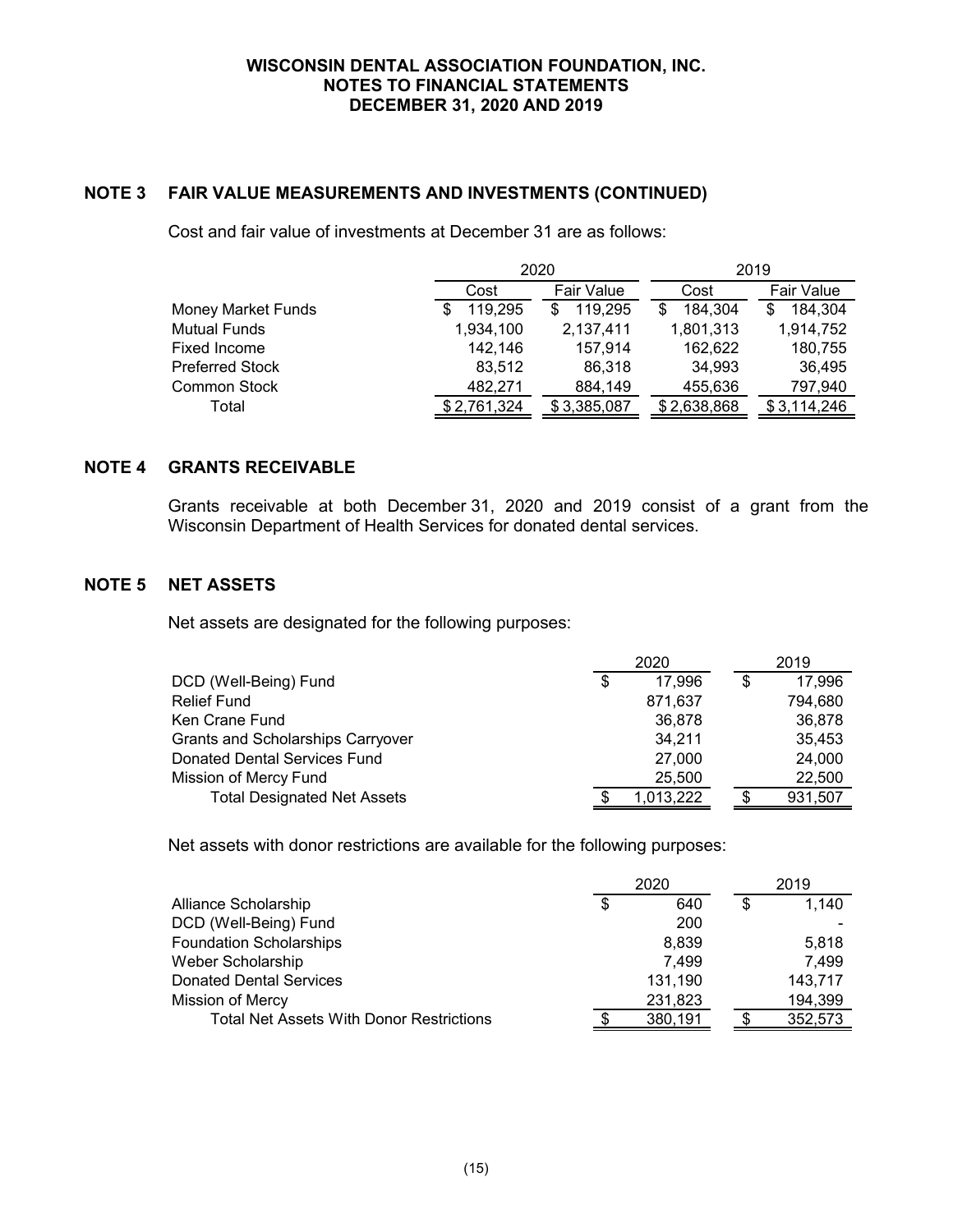## NOTE 3 FAIR VALUE MEASUREMENTS AND INVESTMENTS (CONTINUED)

Cost and fair value of investments at December 31 are as follows:

| | 2020 | | 2019 | |
|---|---|---|---|---|
| | Cost | Fair Value | Cost | Fair Value |
| Money Market Funds | $ 119,295 | $ 119,295 | $ 184,304 | $ 184,304 |
| Mutual Funds | 1,934,100 | 2,137,411 | 1,801,313 | 1,914,752 |
| Fixed Income | 142,146 | 157,914 | 162,622 | 180,755 |
| Preferred Stock | 83,512 | 86,318 | 34,993 | 36,495 |
| Common Stock | 482,271 | 884,149 | 455,636 | 797,940 |
| Total | $ 2,761,324 | $ 3,385,087 | $ 2,638,868 | $ 3,114,246 |

## NOTE 4 GRANTS RECEIVABLE

Grants receivable at both December 31, 2020 and 2019 consist of a grant from the Wisconsin Department of Health Services for donated dental services.

## NOTE 5 NET ASSETS

Net assets are designated for the following purposes:

| | 2020 | 2019 |
|---|---|---|
| DCD (Well-Being) Fund | $ 17,996 | $ 17,996 |
| Relief Fund | 871,637 | 794,680 |
| Ken Crane Fund | 36,878 | 36,878 |
| Grants and Scholarships Carryover | 34,211 | 35,453 |
| Donated Dental Services Fund | 27,000 | 24,000 |
| Mission of Mercy Fund | 25,500 | 22,500 |
| Total Designated Net Assets | $ 1,013,222 | $ 931,507 |

Net assets with donor restrictions are available for the following purposes:

| | 2020 | 2019 |
|---|---|---|
| Alliance Scholarship | $ 640 | $ 1,140 |
| DCD (Well-Being) Fund | 200 | - |
| Foundation Scholarships | 8,839 | 5,818 |
| Weber Scholarship | 7,499 | 7,499 |
| Donated Dental Services | 131,190 | 143,717 |
| Mission of Mercy | 231,823 | 194,399 |
| Total Net Assets With Donor Restrictions | $ 380,191 | $ 352,573 |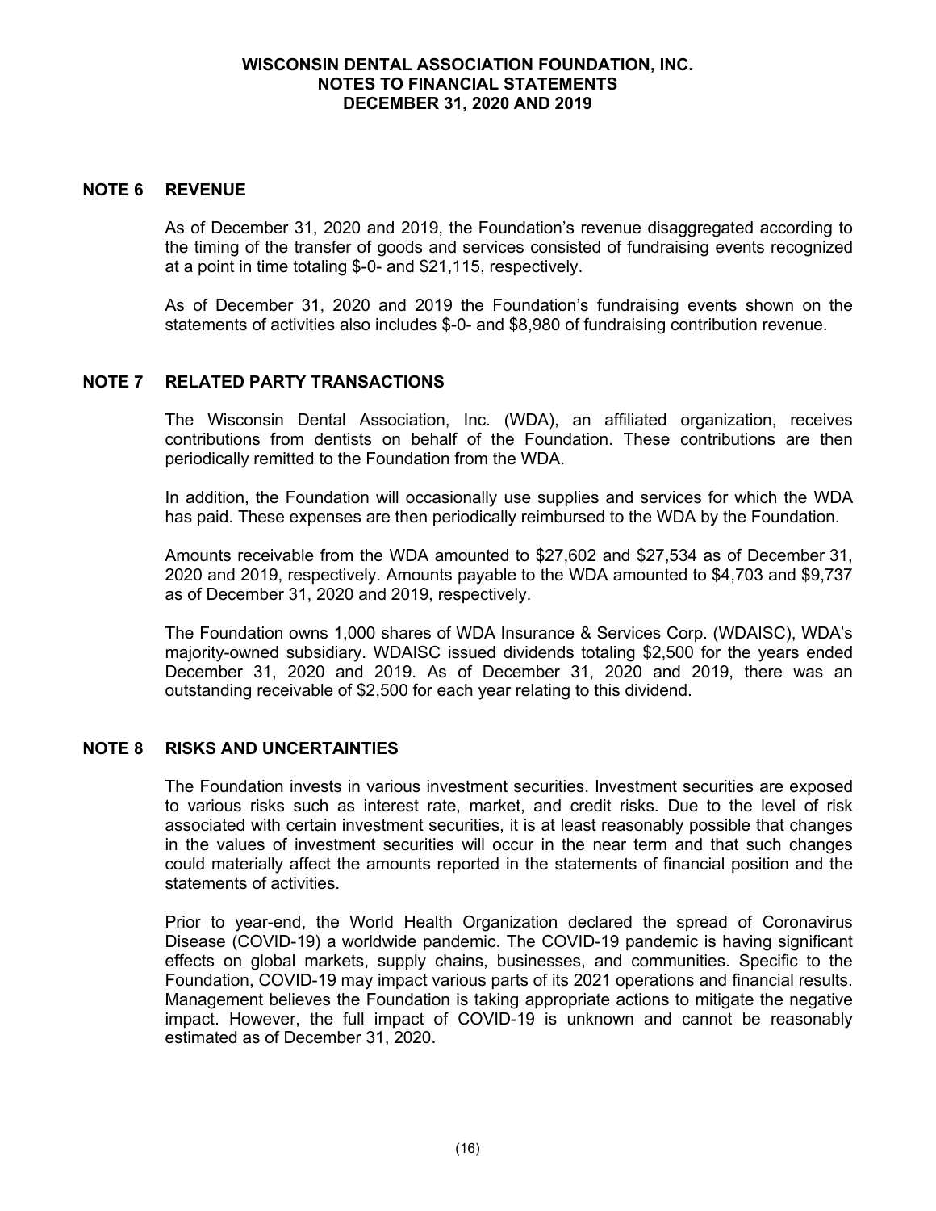# WISCONSIN DENTAL ASSOCIATION FOUNDATION, INC.
# NOTES TO FINANCIAL STATEMENTS
# DECEMBER 31, 2020 AND 2019

## NOTE 6 REVENUE

As of December 31, 2020 and 2019, the Foundation's revenue disaggregated according to the timing of the transfer of goods and services consisted of fundraising events recognized at a point in time totaling $-0- and $21,115, respectively.

As of December 31, 2020 and 2019 the Foundation's fundraising events shown on the statements of activities also includes $-0- and $8,980 of fundraising contribution revenue.

## NOTE 7 RELATED PARTY TRANSACTIONS

The Wisconsin Dental Association, Inc. (WDA), an affiliated organization, receives contributions from dentists on behalf of the Foundation. These contributions are then periodically remitted to the Foundation from the WDA.

In addition, the Foundation will occasionally use supplies and services for which the WDA has paid. These expenses are then periodically reimbursed to the WDA by the Foundation.

Amounts receivable from the WDA amounted to $27,602 and $27,534 as of December 31, 2020 and 2019, respectively. Amounts payable to the WDA amounted to $4,703 and $9,737 as of December 31, 2020 and 2019, respectively.

The Foundation owns 1,000 shares of WDA Insurance & Services Corp. (WDAISC), WDA's majority-owned subsidiary. WDAISC issued dividends totaling $2,500 for the years ended December 31, 2020 and 2019. As of December 31, 2020 and 2019, there was an outstanding receivable of $2,500 for each year relating to this dividend.

## NOTE 8 RISKS AND UNCERTAINTIES

The Foundation invests in various investment securities. Investment securities are exposed to various risks such as interest rate, market, and credit risks. Due to the level of risk associated with certain investment securities, it is at least reasonably possible that changes in the values of investment securities will occur in the near term and that such changes could materially affect the amounts reported in the statements of financial position and the statements of activities.

Prior to year-end, the World Health Organization declared the spread of Coronavirus Disease (COVID-19) a worldwide pandemic. The COVID-19 pandemic is having significant effects on global markets, supply chains, businesses, and communities. Specific to the Foundation, COVID-19 may impact various parts of its 2021 operations and financial results. Management believes the Foundation is taking appropriate actions to mitigate the negative impact. However, the full impact of COVID-19 is unknown and cannot be reasonably estimated as of December 31, 2020.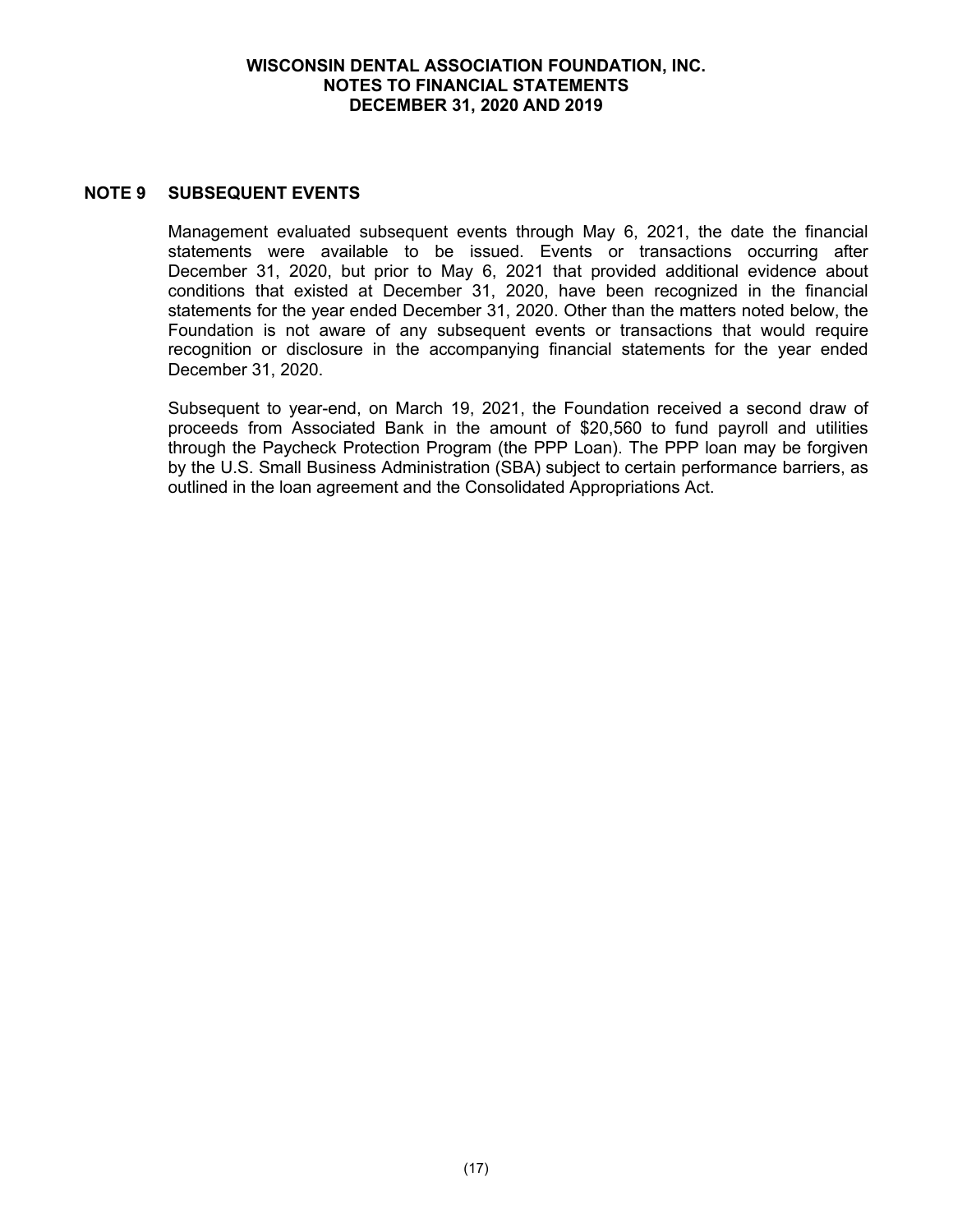## NOTE 9 SUBSEQUENT EVENTS

Management evaluated subsequent events through May 6, 2021, the date the financial statements were available to be issued. Events or transactions occurring after December 31, 2020, but prior to May 6, 2021 that provided additional evidence about conditions that existed at December 31, 2020, have been recognized in the financial statements for the year ended December 31, 2020. Other than the matters noted below, the Foundation is not aware of any subsequent events or transactions that would require recognition or disclosure in the accompanying financial statements for the year ended December 31, 2020.

Subsequent to year-end, on March 19, 2021, the Foundation received a second draw of proceeds from Associated Bank in the amount of $20,560 to fund payroll and utilities through the Paycheck Protection Program (the PPP Loan). The PPP loan may be forgiven by the U.S. Small Business Administration (SBA) subject to certain performance barriers, as outlined in the loan agreement and the Consolidated Appropriations Act.